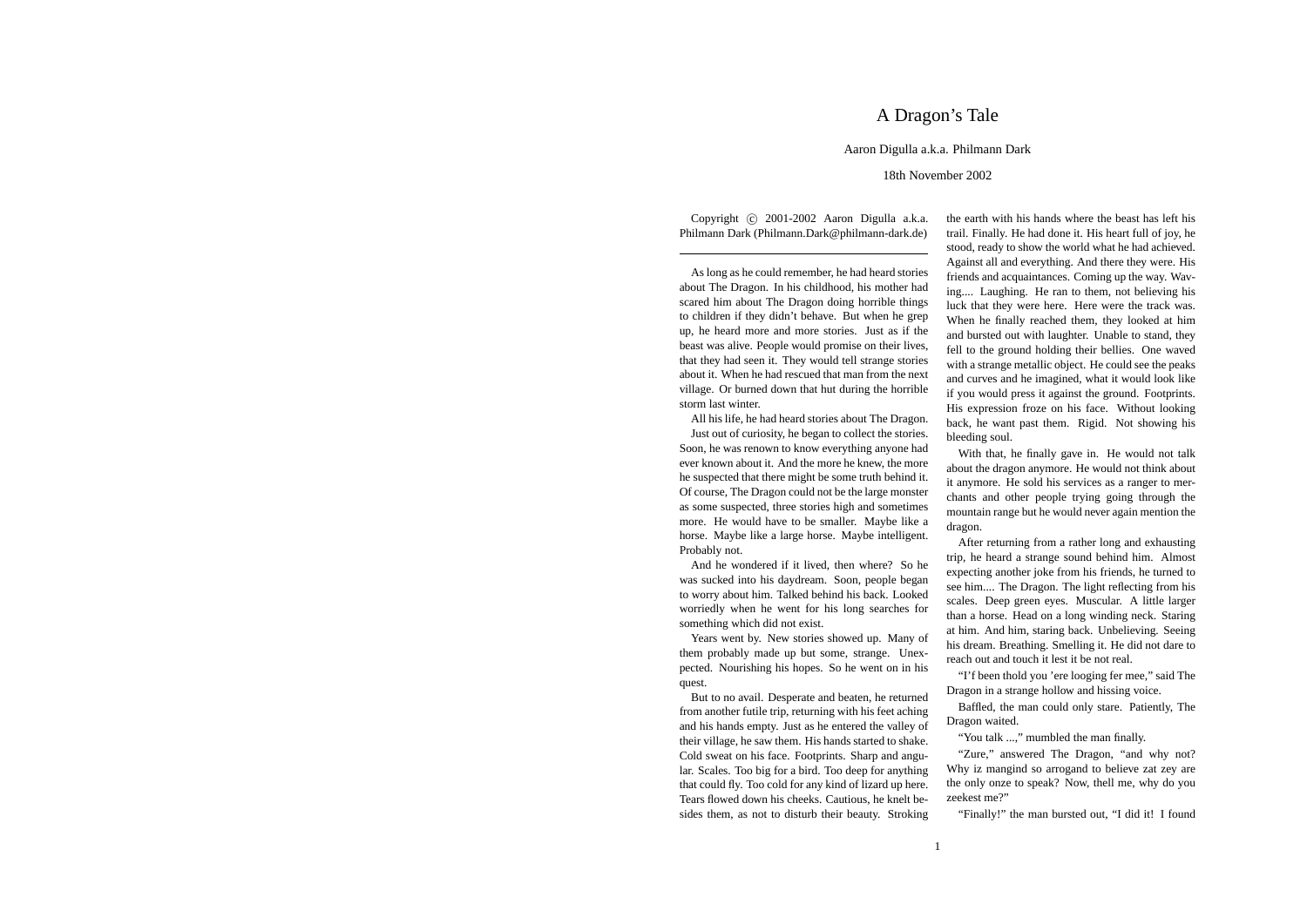# A Dragon's Tale

Aaron Digulla a.k.a. Philmann Dark

18th November 2002

Copyright © 2001-2002 Aaron Digulla a.k.a. Philmann Dark (Philmann.Dark@philmann-dark.de)

---

As long as he could remember, he had heard stories about The Dragon. In his childhood, his mother had scared him about The Dragon doing horrible things to children if they didn't behave. But when he grep up, he heard more and more stories. Just as if the beast was alive. People would promise on their lives, that they had seen it. They would tell strange stories about it. When he had rescued that man from the next village. Or burned down that hut during the horrible storm last winter.

All his life, he had heard stories about The Dragon.

Just out of curiosity, he began to collect the stories. Soon, he was renown to know everything anyone had ever known about it. And the more he knew, the more he suspected that there might be some truth behind it. Of course, The Dragon could not be the large monster as some suspected, three stories high and sometimes more. He would have to be smaller. Maybe like a horse. Maybe like a large horse. Maybe intelligent. Probably not.

And he wondered if it lived, then where? So he was sucked into his daydream. Soon, people began to worry about him. Talked behind his back. Looked worriedly when he went for his long searches for something which did not exist.

Years went by. New stories showed up. Many of them probably made up but some, strange. Unexpected. Nourishing his hopes. So he went on in his quest.

But to no avail. Desperate and beaten, he returned from another futile trip, returning with his feet aching and his hands empty. Just as he entered the valley of their village, he saw them. His hands started to shake. Cold sweat on his face. Footprints. Sharp and angular. Scales. Too big for a bird. Too deep for anything that could fly. Too cold for any kind of lizard up here. Tears flowed down his cheeks. Cautious, he knelt besides them, as not to disturb their beauty. Stroking the earth with his hands where the beast has left his trail. Finally. He had done it. His heart full of joy, he stood, ready to show the world what he had achieved. Against all and everything. And there they were. His friends and acquaintances. Coming up the way. Waving.... Laughing. He ran to them, not believing his luck that they were here. Here were the track was. When he finally reached them, they looked at him and bursted out with laughter. Unable to stand, they fell to the ground holding their bellies. One waved with a strange metallic object. He could see the peaks and curves and he imagined, what it would look like if you would press it against the ground. Footprints. His expression froze on his face. Without looking back, he want past them. Rigid. Not showing his bleeding soul.

With that, he finally gave in. He would not talk about the dragon anymore. He would not think about it anymore. He sold his services as a ranger to merchants and other people trying going through the mountain range but he would never again mention the dragon.

After returning from a rather long and exhausting trip, he heard a strange sound behind him. Almost expecting another joke from his friends, he turned to see him.... The Dragon. The light reflecting from his scales. Deep green eyes. Muscular. A little larger than a horse. Head on a long winding neck. Staring at him. And him, staring back. Unbelieving. Seeing his dream. Breathing. Smelling it. He did not dare to reach out and touch it lest it be not real.

"I'f been thold you 'ere looging fer mee," said The Dragon in a strange hollow and hissing voice.

Baffled, the man could only stare. Patiently, The Dragon waited.

"You talk ...," mumbled the man finally.

"Zure," answered The Dragon, "and why not? Why iz mangind so arrogand to believe zat zey are the only onze to speak? Now, thell me, why do you zeekest me?"

"Finally!" the man bursted out, "I did it! I found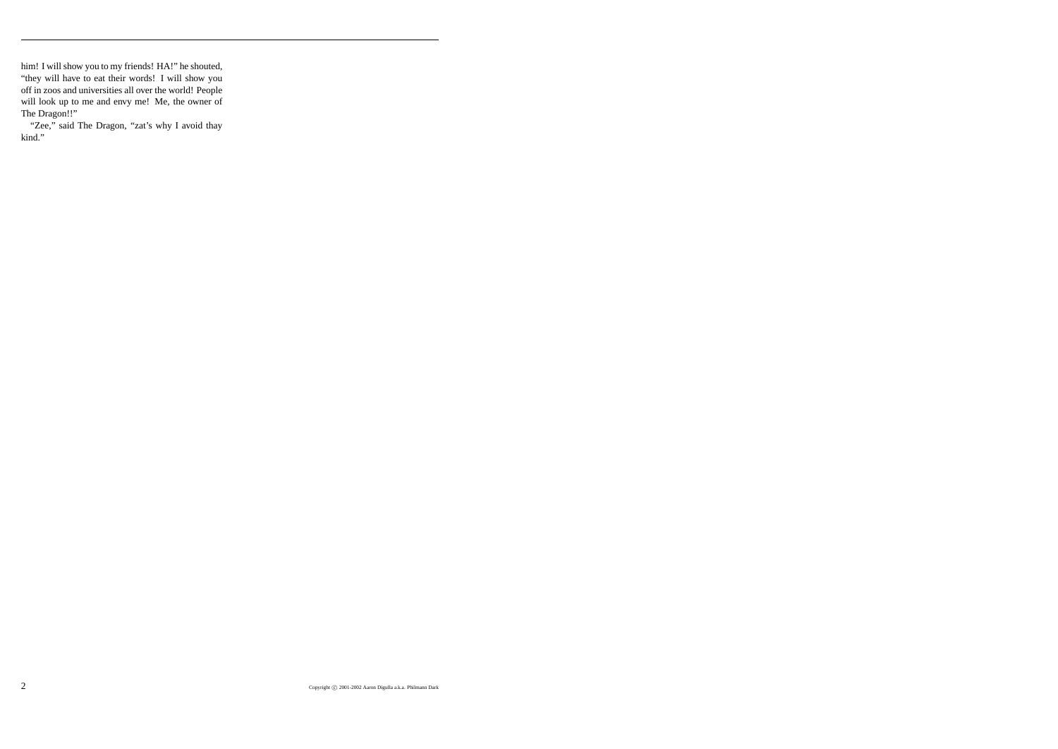him! I will show you to my friends! HA!" he shouted, "they will have to eat their words! I will show you off in zoos and universities all over the world! People will look up to me and envy me! Me, the owner of The Dragon!!"

"Zee," said The Dragon, "zat's why I avoid thay kind."

Copyright © 2001-2002 Aaron Digulla a.k.a. Philmann Dark